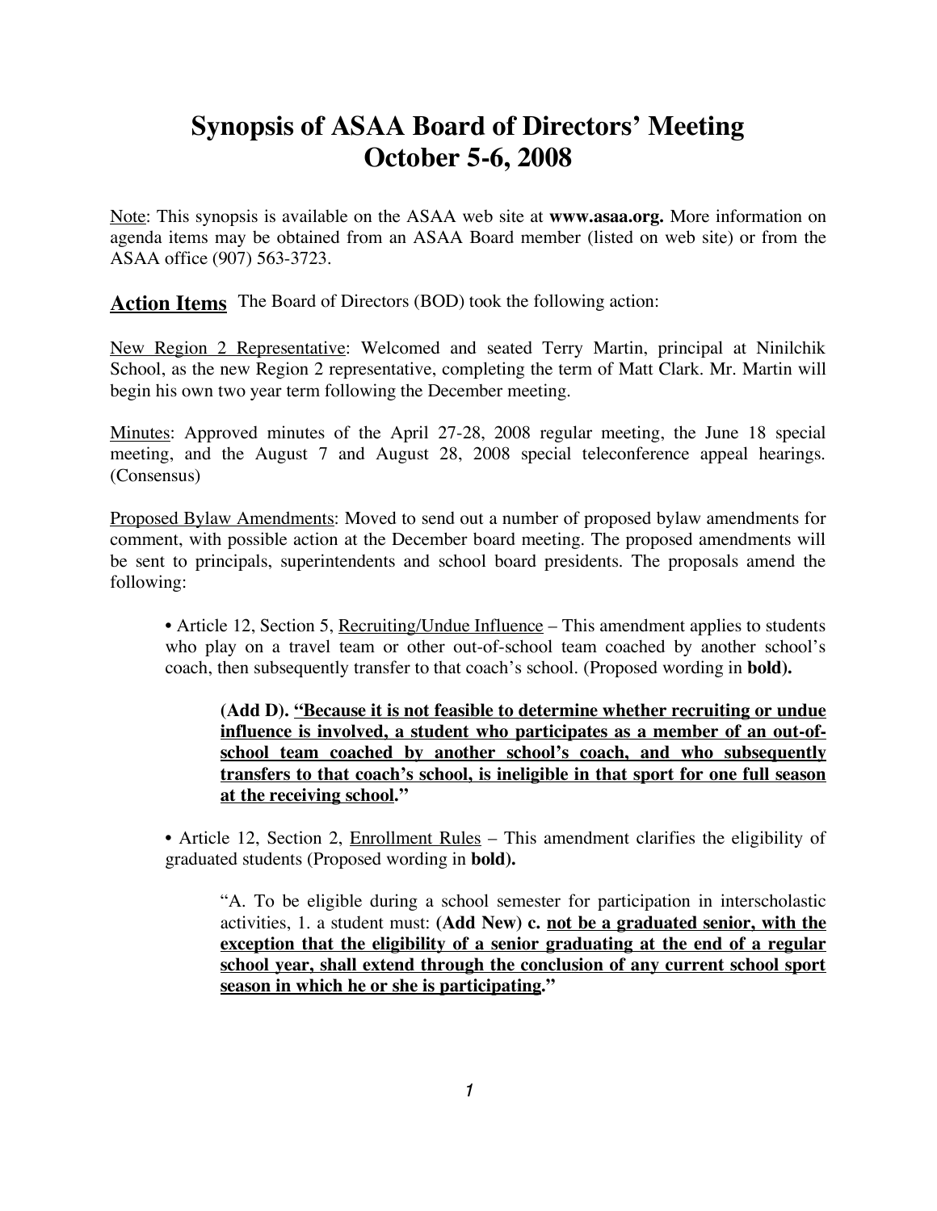# Synopsis of ASAA Board of Directors' Meeting
# October 5-6, 2008

Note: This synopsis is available on the ASAA web site at **www.asaa.org.** More information on agenda items may be obtained from an ASAA Board member (listed on web site) or from the ASAA office (907) 563-3723.

**Action Items** The Board of Directors (BOD) took the following action:

New Region 2 Representative: Welcomed and seated Terry Martin, principal at Ninilchik School, as the new Region 2 representative, completing the term of Matt Clark. Mr. Martin will begin his own two year term following the December meeting.

Minutes: Approved minutes of the April 27-28, 2008 regular meeting, the June 18 special meeting, and the August 7 and August 28, 2008 special teleconference appeal hearings. (Consensus)

Proposed Bylaw Amendments: Moved to send out a number of proposed bylaw amendments for comment, with possible action at the December board meeting. The proposed amendments will be sent to principals, superintendents and school board presidents. The proposals amend the following:

- Article 12, Section 5, Recruiting/Undue Influence – This amendment applies to students who play on a travel team or other out-of-school team coached by another school's coach, then subsequently transfer to that coach's school. (Proposed wording in **bold).**

  **(Add D). "Because it is not feasible to determine whether recruiting or undue influence is involved, a student who participates as a member of an out-of-school team coached by another school's coach, and who subsequently transfers to that coach's school, is ineligible in that sport for one full season at the receiving school."**

- Article 12, Section 2, Enrollment Rules – This amendment clarifies the eligibility of graduated students (Proposed wording in **bold).**

  "A. To be eligible during a school semester for participation in interscholastic activities, 1. a student must: **(Add New) c. not be a graduated senior, with the exception that the eligibility of a senior graduating at the end of a regular school year, shall extend through the conclusion of any current school sport season in which he or she is participating."**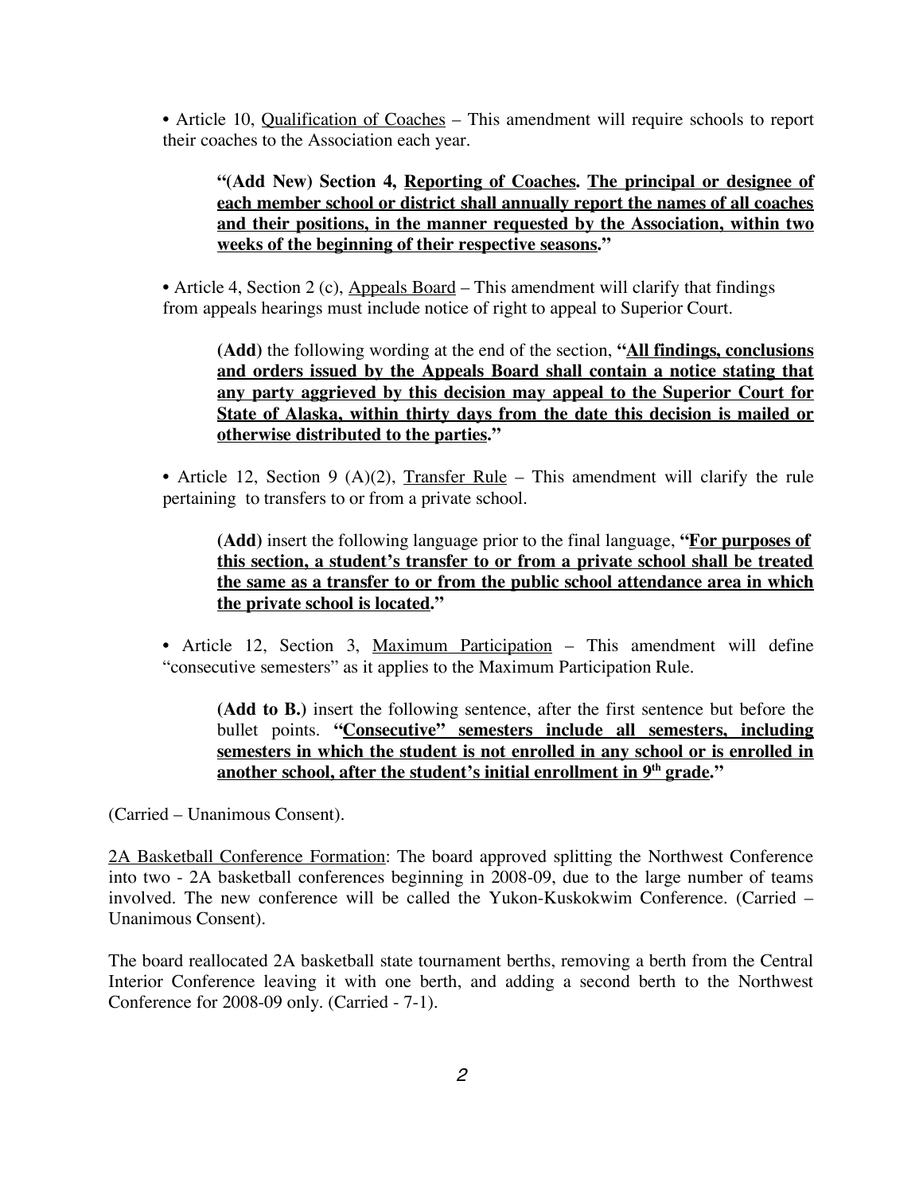• Article 10, Qualification of Coaches – This amendment will require schools to report their coaches to the Association each year.

> **"(Add New) Section 4, Reporting of Coaches. The principal or designee of each member school or district shall annually report the names of all coaches and their positions, in the manner requested by the Association, within two weeks of the beginning of their respective seasons."**

• Article 4, Section 2 (c), Appeals Board – This amendment will clarify that findings from appeals hearings must include notice of right to appeal to Superior Court.

> **(Add)** the following wording at the end of the section, **"All findings, conclusions and orders issued by the Appeals Board shall contain a notice stating that any party aggrieved by this decision may appeal to the Superior Court for State of Alaska, within thirty days from the date this decision is mailed or otherwise distributed to the parties."**

• Article 12, Section 9 (A)(2), Transfer Rule – This amendment will clarify the rule pertaining to transfers to or from a private school.

> **(Add)** insert the following language prior to the final language, **"For purposes of this section, a student's transfer to or from a private school shall be treated the same as a transfer to or from the public school attendance area in which the private school is located."**

• Article 12, Section 3, Maximum Participation – This amendment will define "consecutive semesters" as it applies to the Maximum Participation Rule.

> **(Add to B.)** insert the following sentence, after the first sentence but before the bullet points. **"Consecutive" semesters include all semesters, including semesters in which the student is not enrolled in any school or is enrolled in another school, after the student's initial enrollment in 9th grade."**

(Carried – Unanimous Consent).

2A Basketball Conference Formation: The board approved splitting the Northwest Conference into two - 2A basketball conferences beginning in 2008-09, due to the large number of teams involved. The new conference will be called the Yukon-Kuskokwim Conference. (Carried – Unanimous Consent).

The board reallocated 2A basketball state tournament berths, removing a berth from the Central Interior Conference leaving it with one berth, and adding a second berth to the Northwest Conference for 2008-09 only. (Carried - 7-1).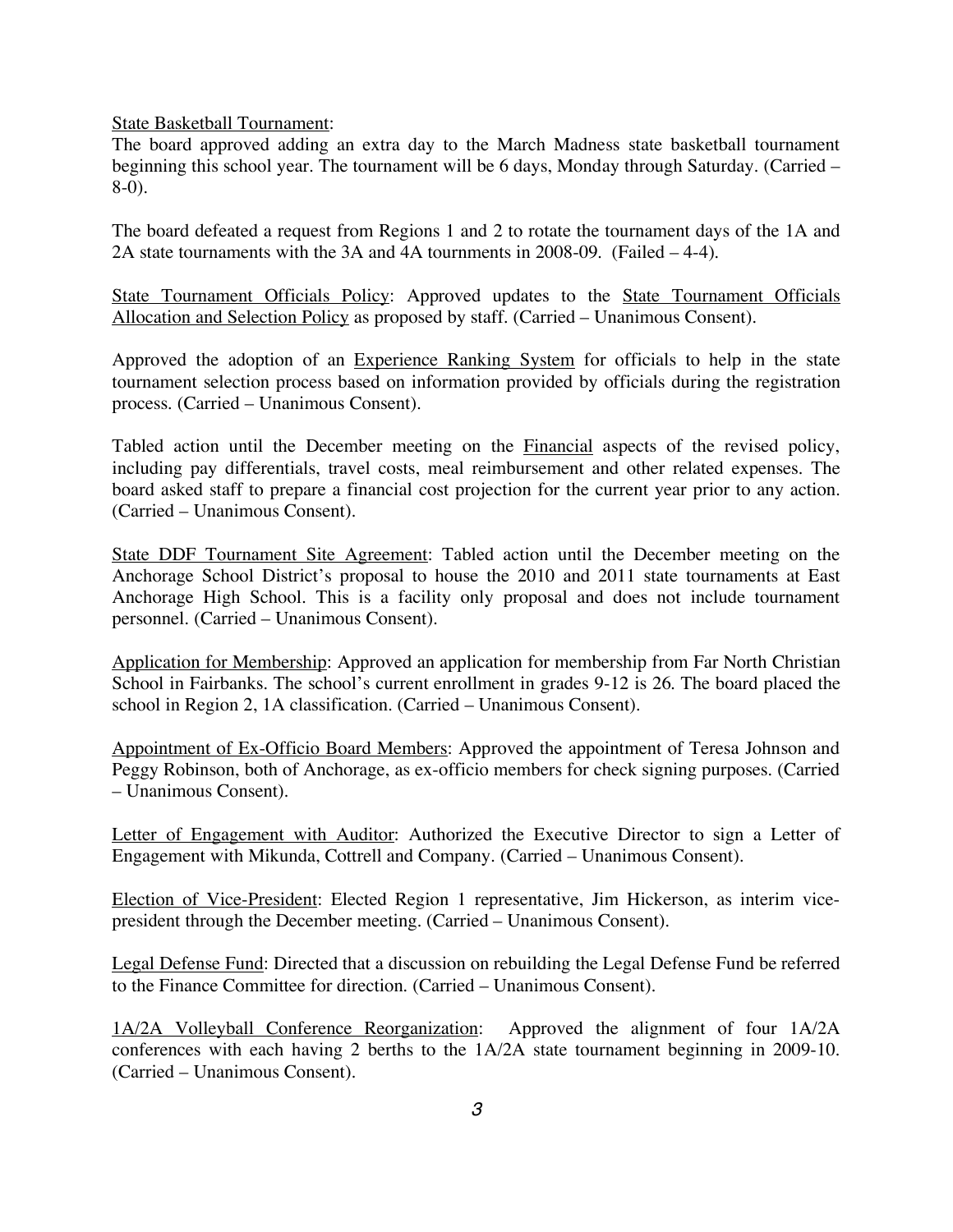State Basketball Tournament:

The board approved adding an extra day to the March Madness state basketball tournament beginning this school year. The tournament will be 6 days, Monday through Saturday. (Carried – 8-0).

The board defeated a request from Regions 1 and 2 to rotate the tournament days of the 1A and 2A state tournaments with the 3A and 4A tournments in 2008-09. (Failed – 4-4).

State Tournament Officials Policy: Approved updates to the State Tournament Officials Allocation and Selection Policy as proposed by staff. (Carried – Unanimous Consent).

Approved the adoption of an Experience Ranking System for officials to help in the state tournament selection process based on information provided by officials during the registration process. (Carried – Unanimous Consent).

Tabled action until the December meeting on the Financial aspects of the revised policy, including pay differentials, travel costs, meal reimbursement and other related expenses. The board asked staff to prepare a financial cost projection for the current year prior to any action. (Carried – Unanimous Consent).

State DDF Tournament Site Agreement: Tabled action until the December meeting on the Anchorage School District's proposal to house the 2010 and 2011 state tournaments at East Anchorage High School. This is a facility only proposal and does not include tournament personnel. (Carried – Unanimous Consent).

Application for Membership: Approved an application for membership from Far North Christian School in Fairbanks. The school's current enrollment in grades 9-12 is 26. The board placed the school in Region 2, 1A classification. (Carried – Unanimous Consent).

Appointment of Ex-Officio Board Members: Approved the appointment of Teresa Johnson and Peggy Robinson, both of Anchorage, as ex-officio members for check signing purposes. (Carried – Unanimous Consent).

Letter of Engagement with Auditor: Authorized the Executive Director to sign a Letter of Engagement with Mikunda, Cottrell and Company. (Carried – Unanimous Consent).

Election of Vice-President: Elected Region 1 representative, Jim Hickerson, as interim vice-president through the December meeting. (Carried – Unanimous Consent).

Legal Defense Fund: Directed that a discussion on rebuilding the Legal Defense Fund be referred to the Finance Committee for direction. (Carried – Unanimous Consent).

1A/2A Volleyball Conference Reorganization: Approved the alignment of four 1A/2A conferences with each having 2 berths to the 1A/2A state tournament beginning in 2009-10. (Carried – Unanimous Consent).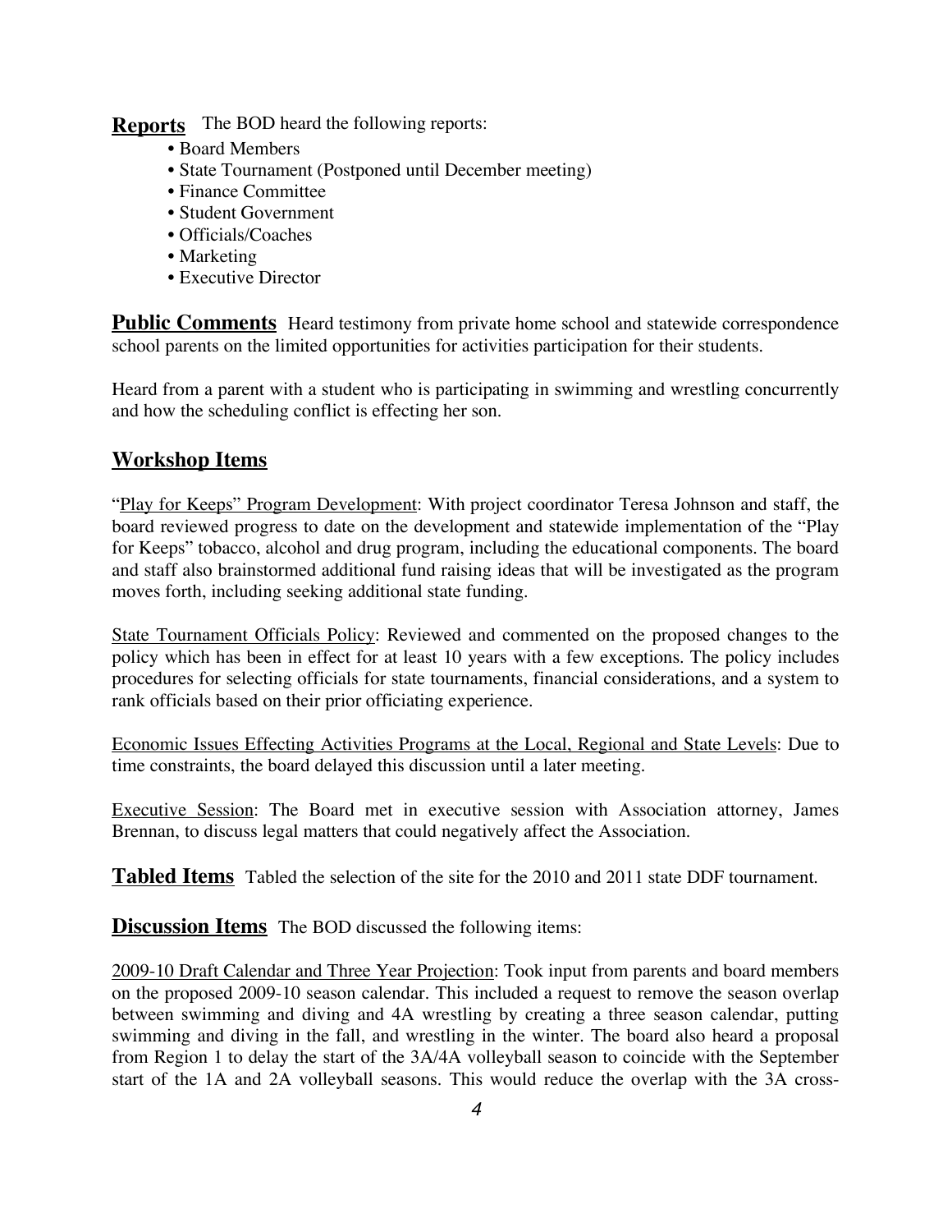**Reports** The BOD heard the following reports:

- Board Members
- State Tournament (Postponed until December meeting)
- Finance Committee
- Student Government
- Officials/Coaches
- Marketing
- Executive Director

**Public Comments** Heard testimony from private home school and statewide correspondence school parents on the limited opportunities for activities participation for their students.

Heard from a parent with a student who is participating in swimming and wrestling concurrently and how the scheduling conflict is effecting her son.

## Workshop Items

"Play for Keeps" Program Development: With project coordinator Teresa Johnson and staff, the board reviewed progress to date on the development and statewide implementation of the "Play for Keeps" tobacco, alcohol and drug program, including the educational components. The board and staff also brainstormed additional fund raising ideas that will be investigated as the program moves forth, including seeking additional state funding.

State Tournament Officials Policy: Reviewed and commented on the proposed changes to the policy which has been in effect for at least 10 years with a few exceptions. The policy includes procedures for selecting officials for state tournaments, financial considerations, and a system to rank officials based on their prior officiating experience.

Economic Issues Effecting Activities Programs at the Local, Regional and State Levels: Due to time constraints, the board delayed this discussion until a later meeting.

Executive Session: The Board met in executive session with Association attorney, James Brennan, to discuss legal matters that could negatively affect the Association.

**Tabled Items** Tabled the selection of the site for the 2010 and 2011 state DDF tournament.

**Discussion Items** The BOD discussed the following items:

2009-10 Draft Calendar and Three Year Projection: Took input from parents and board members on the proposed 2009-10 season calendar. This included a request to remove the season overlap between swimming and diving and 4A wrestling by creating a three season calendar, putting swimming and diving in the fall, and wrestling in the winter. The board also heard a proposal from Region 1 to delay the start of the 3A/4A volleyball season to coincide with the September start of the 1A and 2A volleyball seasons. This would reduce the overlap with the 3A cross-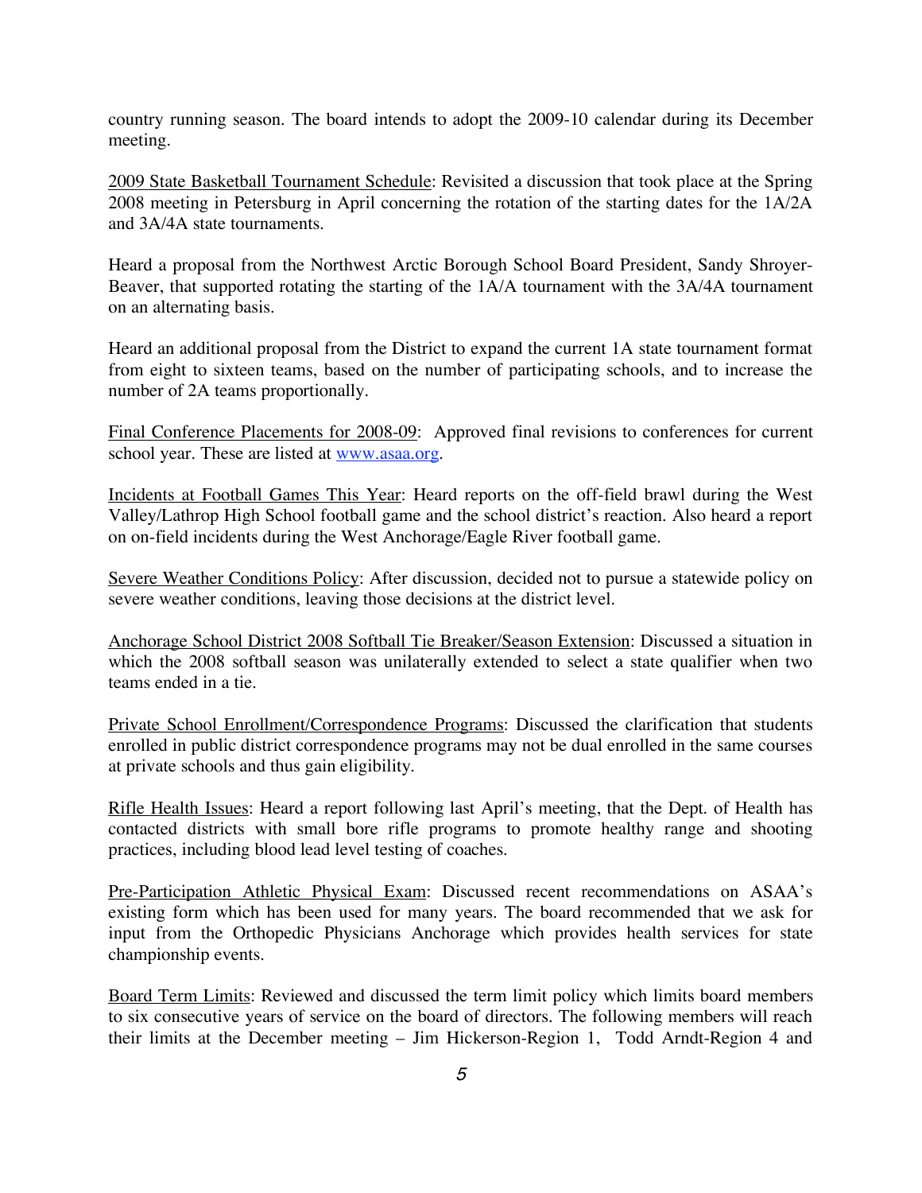country running season. The board intends to adopt the 2009-10 calendar during its December meeting.

<u>2009 State Basketball Tournament Schedule</u>: Revisited a discussion that took place at the Spring 2008 meeting in Petersburg in April concerning the rotation of the starting dates for the 1A/2A and 3A/4A state tournaments.

Heard a proposal from the Northwest Arctic Borough School Board President, Sandy Shroyer-Beaver, that supported rotating the starting of the 1A/A tournament with the 3A/4A tournament on an alternating basis.

Heard an additional proposal from the District to expand the current 1A state tournament format from eight to sixteen teams, based on the number of participating schools, and to increase the number of 2A teams proportionally.

<u>Final Conference Placements for 2008-09</u>: Approved final revisions to conferences for current school year. These are listed at [www.asaa.org](http://www.asaa.org).

<u>Incidents at Football Games This Year</u>: Heard reports on the off-field brawl during the West Valley/Lathrop High School football game and the school district's reaction. Also heard a report on on-field incidents during the West Anchorage/Eagle River football game.

<u>Severe Weather Conditions Policy</u>: After discussion, decided not to pursue a statewide policy on severe weather conditions, leaving those decisions at the district level.

<u>Anchorage School District 2008 Softball Tie Breaker/Season Extension</u>: Discussed a situation in which the 2008 softball season was unilaterally extended to select a state qualifier when two teams ended in a tie.

<u>Private School Enrollment/Correspondence Programs</u>: Discussed the clarification that students enrolled in public district correspondence programs may not be dual enrolled in the same courses at private schools and thus gain eligibility.

<u>Rifle Health Issues</u>: Heard a report following last April's meeting, that the Dept. of Health has contacted districts with small bore rifle programs to promote healthy range and shooting practices, including blood lead level testing of coaches.

<u>Pre-Participation Athletic Physical Exam</u>: Discussed recent recommendations on ASAA's existing form which has been used for many years. The board recommended that we ask for input from the Orthopedic Physicians Anchorage which provides health services for state championship events.

<u>Board Term Limits</u>: Reviewed and discussed the term limit policy which limits board members to six consecutive years of service on the board of directors. The following members will reach their limits at the December meeting – Jim Hickerson-Region 1, Todd Arndt-Region 4 and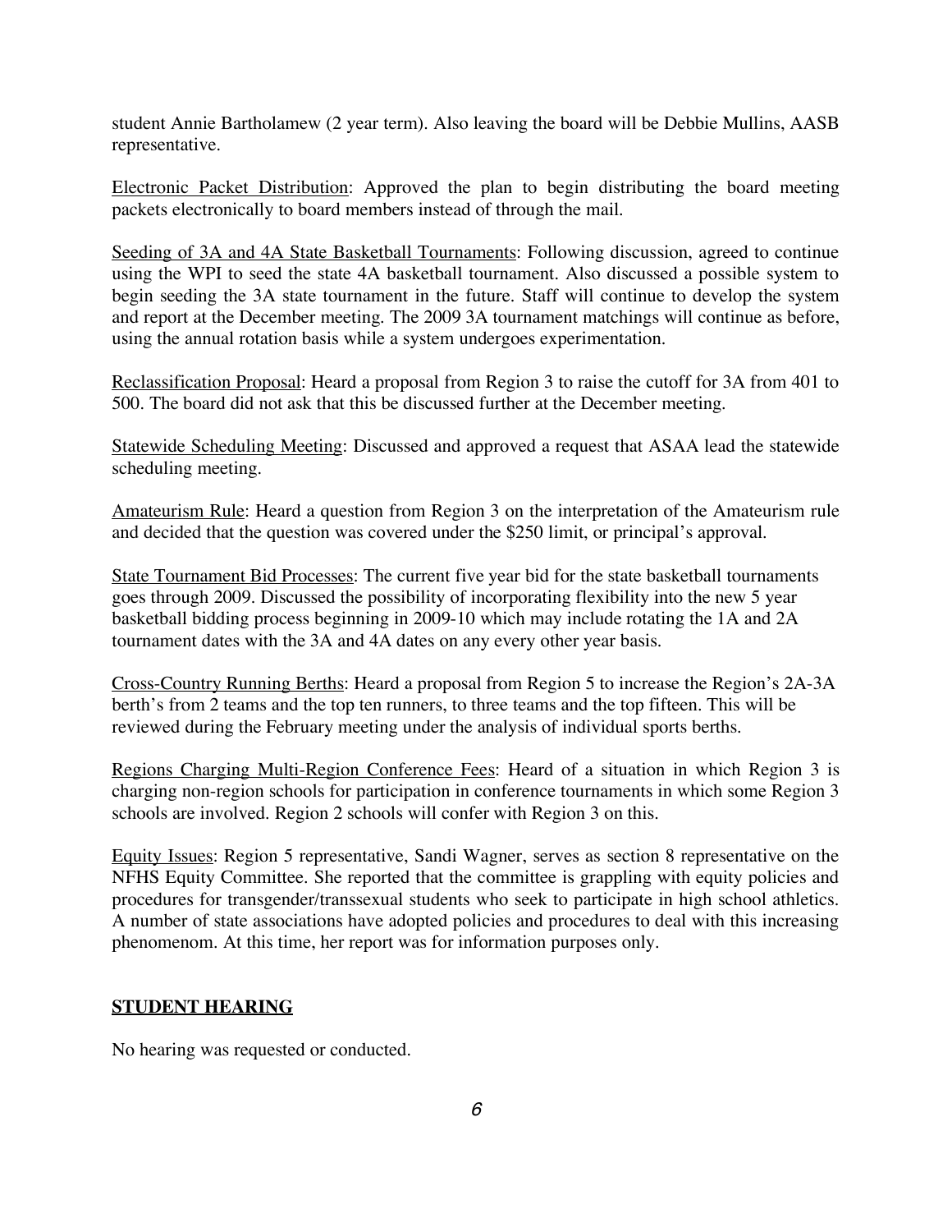student Annie Bartholamew (2 year term). Also leaving the board will be Debbie Mullins, AASB representative.

Electronic Packet Distribution: Approved the plan to begin distributing the board meeting packets electronically to board members instead of through the mail.

Seeding of 3A and 4A State Basketball Tournaments: Following discussion, agreed to continue using the WPI to seed the state 4A basketball tournament. Also discussed a possible system to begin seeding the 3A state tournament in the future. Staff will continue to develop the system and report at the December meeting. The 2009 3A tournament matchings will continue as before, using the annual rotation basis while a system undergoes experimentation.

Reclassification Proposal: Heard a proposal from Region 3 to raise the cutoff for 3A from 401 to 500. The board did not ask that this be discussed further at the December meeting.

Statewide Scheduling Meeting: Discussed and approved a request that ASAA lead the statewide scheduling meeting.

Amateurism Rule: Heard a question from Region 3 on the interpretation of the Amateurism rule and decided that the question was covered under the $250 limit, or principal's approval.

State Tournament Bid Processes: The current five year bid for the state basketball tournaments goes through 2009. Discussed the possibility of incorporating flexibility into the new 5 year basketball bidding process beginning in 2009-10 which may include rotating the 1A and 2A tournament dates with the 3A and 4A dates on any every other year basis.

Cross-Country Running Berths: Heard a proposal from Region 5 to increase the Region's 2A-3A berth's from 2 teams and the top ten runners, to three teams and the top fifteen. This will be reviewed during the February meeting under the analysis of individual sports berths.

Regions Charging Multi-Region Conference Fees: Heard of a situation in which Region 3 is charging non-region schools for participation in conference tournaments in which some Region 3 schools are involved. Region 2 schools will confer with Region 3 on this.

Equity Issues: Region 5 representative, Sandi Wagner, serves as section 8 representative on the NFHS Equity Committee. She reported that the committee is grappling with equity policies and procedures for transgender/transsexual students who seek to participate in high school athletics. A number of state associations have adopted policies and procedures to deal with this increasing phenomenom. At this time, her report was for information purposes only.

## STUDENT HEARING

No hearing was requested or conducted.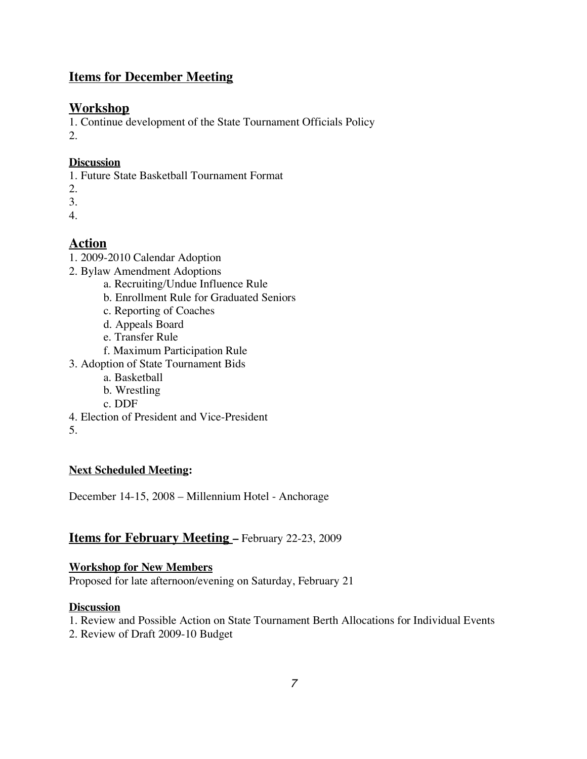## Items for December Meeting

## Workshop

1. Continue development of the State Tournament Officials Policy
2.

### Discussion

1. Future State Basketball Tournament Format
2.
3.
4.

## Action

1. 2009-2010 Calendar Adoption
2. Bylaw Amendment Adoptions
   a. Recruiting/Undue Influence Rule
   b. Enrollment Rule for Graduated Seniors
   c. Reporting of Coaches
   d. Appeals Board
   e. Transfer Rule
   f. Maximum Participation Rule
3. Adoption of State Tournament Bids
   a. Basketball
   b. Wrestling
   c. DDF
4. Election of President and Vice-President
5.

**Next Scheduled Meeting:**

December 14-15, 2008 – Millennium Hotel - Anchorage

## Items for February Meeting – February 22-23, 2009

### Workshop for New Members

Proposed for late afternoon/evening on Saturday, February 21

### Discussion

1. Review and Possible Action on State Tournament Berth Allocations for Individual Events
2. Review of Draft 2009-10 Budget